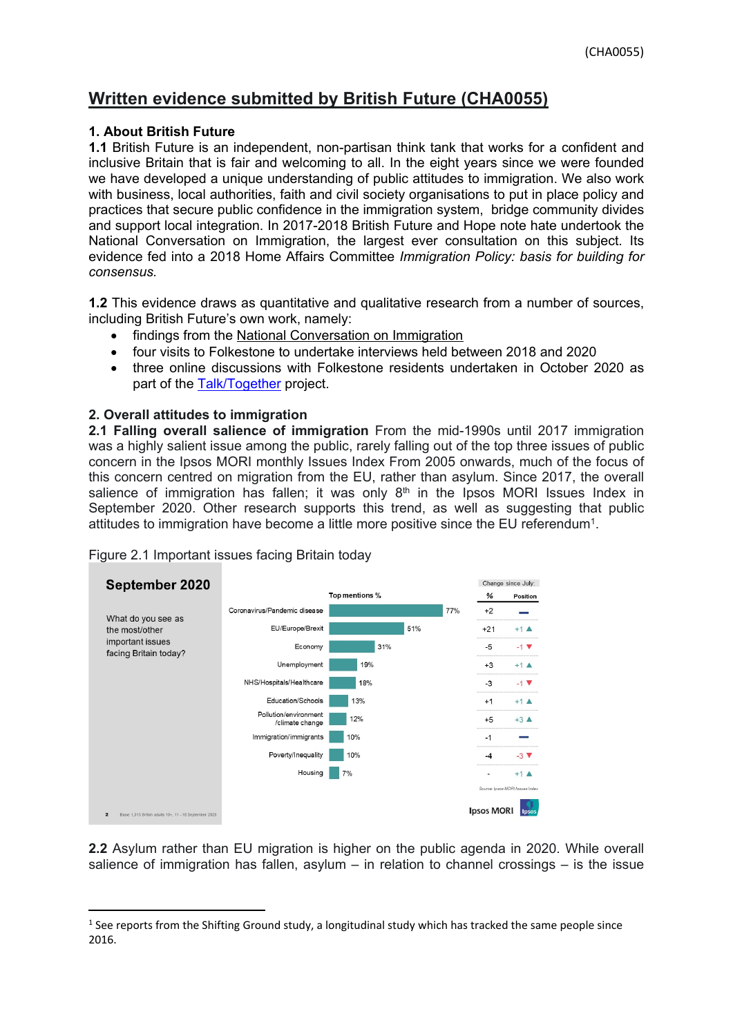# Written evidence submitted by British Future (CHA0055)

## 1. About British Future

**1.1** British Future is an independent, non-partisan think tank that works for a confident and inclusive Britain that is fair and welcoming to all. In the eight years since we were founded we have developed a unique understanding of public attitudes to immigration. We also work with business, local authorities, faith and civil society organisations to put in place policy and practices that secure public confidence in the immigration system, bridge community divides and support local integration. In 2017-2018 British Future and Hope note hate undertook the National Conversation on Immigration, the largest ever consultation on this subject. Its evidence fed into a 2018 Home Affairs Committee *Immigration Policy: basis for building for consensus.*

**1.2** This evidence draws as quantitative and qualitative research from a number of sources, including British Future's own work, namely:

- findings from the National Conversation on Immigration
- four visits to Folkestone to undertake interviews held between 2018 and 2020
- three online discussions with Folkestone residents undertaken in October 2020 as part of the Talk/Together project.

## 2. Overall attitudes to immigration

**2.1 Falling overall salience of immigration** From the mid-1990s until 2017 immigration was a highly salient issue among the public, rarely falling out of the top three issues of public concern in the Ipsos MORI monthly Issues Index From 2005 onwards, much of the focus of this concern centred on migration from the EU, rather than asylum. Since 2017, the overall salience of immigration has fallen; it was only 8th in the Ipsos MORI Issues Index in September 2020. Other research supports this trend, as well as suggesting that public attitudes to immigration have become a little more positive since the EU referendum[1].

Figure 2.1 Important issues facing Britain today

**September 2020**

What do you see as the most/other important issues facing Britain today?

| Issue | Top mentions % | Change since July: % | Change since July: Position |
|---|---|---|---|
| Coronavirus/Pandemic disease | 77% | +2 | – |
| EU/Europe/Brexit | 51% | +21 | +1 ▲ |
| Economy | 31% | -5 | -1 ▼ |
| Unemployment | 19% | +3 | +1 ▲ |
| NHS/Hospitals/Healthcare | 18% | -3 | -1 ▼ |
| Education/Schools | 13% | +1 | +1 ▲ |
| Pollution/environment /climate change | 12% | +5 | +3 ▲ |
| Immigration/immigrants | 10% | -1 | – |
| Poverty/Inequality | 10% | -4 | -3 ▼ |
| Housing | 7% | - | +1 ▲ |

Source: Ipsos MORI Issues Index

Base: 1,013 British adults 18+, 11 - 18 September 2020

Ipsos MORI

**2.2** Asylum rather than EU migration is higher on the public agenda in 2020. While overall salience of immigration has fallen, asylum – in relation to channel crossings – is the issue

[1] See reports from the Shifting Ground study, a longitudinal study which has tracked the same people since 2016.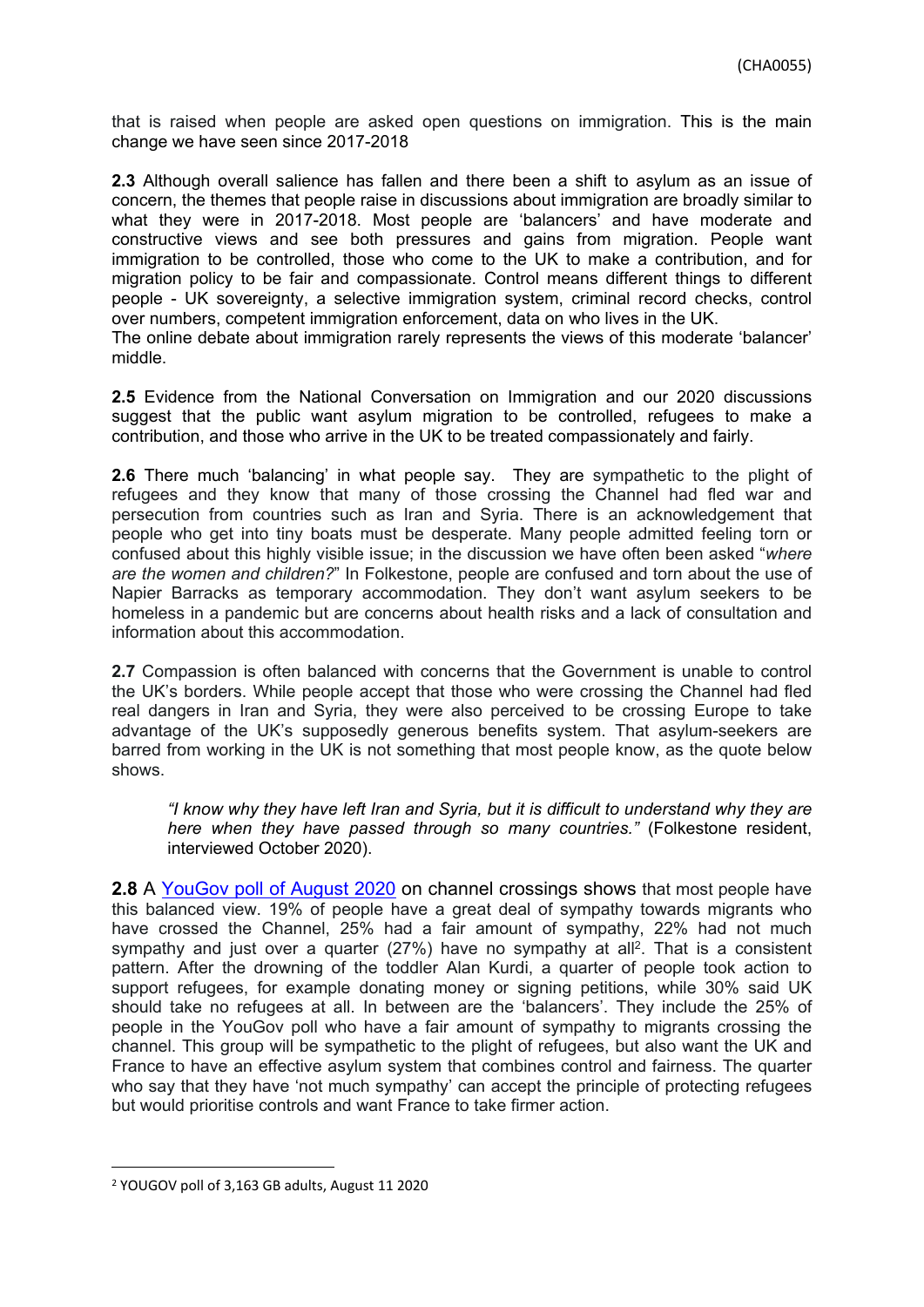that is raised when people are asked open questions on immigration. This is the main change we have seen since 2017-2018

**2.3** Although overall salience has fallen and there been a shift to asylum as an issue of concern, the themes that people raise in discussions about immigration are broadly similar to what they were in 2017-2018. Most people are 'balancers' and have moderate and constructive views and see both pressures and gains from migration. People want immigration to be controlled, those who come to the UK to make a contribution, and for migration policy to be fair and compassionate. Control means different things to different people - UK sovereignty, a selective immigration system, criminal record checks, control over numbers, competent immigration enforcement, data on who lives in the UK.
The online debate about immigration rarely represents the views of this moderate 'balancer' middle.

**2.5** Evidence from the National Conversation on Immigration and our 2020 discussions suggest that the public want asylum migration to be controlled, refugees to make a contribution, and those who arrive in the UK to be treated compassionately and fairly.

**2.6** There much 'balancing' in what people say. They are sympathetic to the plight of refugees and they know that many of those crossing the Channel had fled war and persecution from countries such as Iran and Syria. There is an acknowledgement that people who get into tiny boats must be desperate. Many people admitted feeling torn or confused about this highly visible issue; in the discussion we have often been asked "*where are the women and children?*" In Folkestone, people are confused and torn about the use of Napier Barracks as temporary accommodation. They don't want asylum seekers to be homeless in a pandemic but are concerns about health risks and a lack of consultation and information about this accommodation.

**2.7** Compassion is often balanced with concerns that the Government is unable to control the UK's borders. While people accept that those who were crossing the Channel had fled real dangers in Iran and Syria, they were also perceived to be crossing Europe to take advantage of the UK's supposedly generous benefits system. That asylum-seekers are barred from working in the UK is not something that most people know, as the quote below shows.

> *"I know why they have left Iran and Syria, but it is difficult to understand why they are here when they have passed through so many countries."* (Folkestone resident, interviewed October 2020).

**2.8** A [YouGov poll of August 2020](YouGov poll of August 2020) on channel crossings shows that most people have this balanced view. 19% of people have a great deal of sympathy towards migrants who have crossed the Channel, 25% had a fair amount of sympathy, 22% had not much sympathy and just over a quarter (27%) have no sympathy at all[2]. That is a consistent pattern. After the drowning of the toddler Alan Kurdi, a quarter of people took action to support refugees, for example donating money or signing petitions, while 30% said UK should take no refugees at all. In between are the 'balancers'. They include the 25% of people in the YouGov poll who have a fair amount of sympathy to migrants crossing the channel. This group will be sympathetic to the plight of refugees, but also want the UK and France to have an effective asylum system that combines control and fairness. The quarter who say that they have 'not much sympathy' can accept the principle of protecting refugees but would prioritise controls and want France to take firmer action.

---

[2] YOUGOV poll of 3,163 GB adults, August 11 2020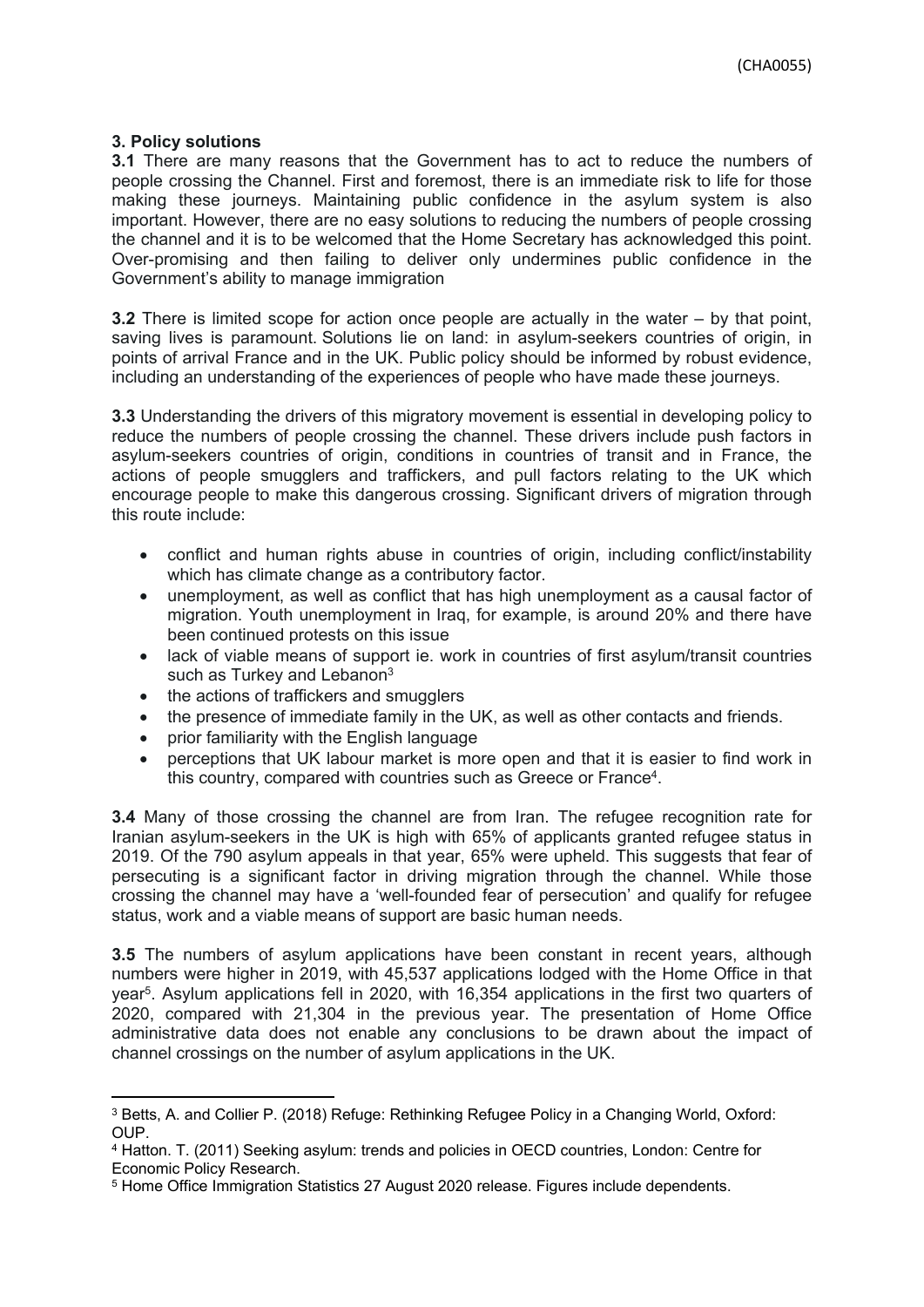**3. Policy solutions**

**3.1** There are many reasons that the Government has to act to reduce the numbers of people crossing the Channel. First and foremost, there is an immediate risk to life for those making these journeys. Maintaining public confidence in the asylum system is also important. However, there are no easy solutions to reducing the numbers of people crossing the channel and it is to be welcomed that the Home Secretary has acknowledged this point. Over-promising and then failing to deliver only undermines public confidence in the Government's ability to manage immigration

**3.2** There is limited scope for action once people are actually in the water – by that point, saving lives is paramount. Solutions lie on land: in asylum-seekers countries of origin, in points of arrival France and in the UK. Public policy should be informed by robust evidence, including an understanding of the experiences of people who have made these journeys.

**3.3** Understanding the drivers of this migratory movement is essential in developing policy to reduce the numbers of people crossing the channel. These drivers include push factors in asylum-seekers countries of origin, conditions in countries of transit and in France, the actions of people smugglers and traffickers, and pull factors relating to the UK which encourage people to make this dangerous crossing. Significant drivers of migration through this route include:

- conflict and human rights abuse in countries of origin, including conflict/instability which has climate change as a contributory factor.
- unemployment, as well as conflict that has high unemployment as a causal factor of migration. Youth unemployment in Iraq, for example, is around 20% and there have been continued protests on this issue
- lack of viable means of support ie. work in countries of first asylum/transit countries such as Turkey and Lebanon[3]
- the actions of traffickers and smugglers
- the presence of immediate family in the UK, as well as other contacts and friends.
- prior familiarity with the English language
- perceptions that UK labour market is more open and that it is easier to find work in this country, compared with countries such as Greece or France[4].

**3.4** Many of those crossing the channel are from Iran. The refugee recognition rate for Iranian asylum-seekers in the UK is high with 65% of applicants granted refugee status in 2019. Of the 790 asylum appeals in that year, 65% were upheld. This suggests that fear of persecuting is a significant factor in driving migration through the channel. While those crossing the channel may have a 'well-founded fear of persecution' and qualify for refugee status, work and a viable means of support are basic human needs.

**3.5** The numbers of asylum applications have been constant in recent years, although numbers were higher in 2019, with 45,537 applications lodged with the Home Office in that year[5]. Asylum applications fell in 2020, with 16,354 applications in the first two quarters of 2020, compared with 21,304 in the previous year. The presentation of Home Office administrative data does not enable any conclusions to be drawn about the impact of channel crossings on the number of asylum applications in the UK.

---

[3] Betts, A. and Collier P. (2018) Refuge: Rethinking Refugee Policy in a Changing World, Oxford: OUP.

[4] Hatton. T. (2011) Seeking asylum: trends and policies in OECD countries, London: Centre for Economic Policy Research.

[5] Home Office Immigration Statistics 27 August 2020 release. Figures include dependents.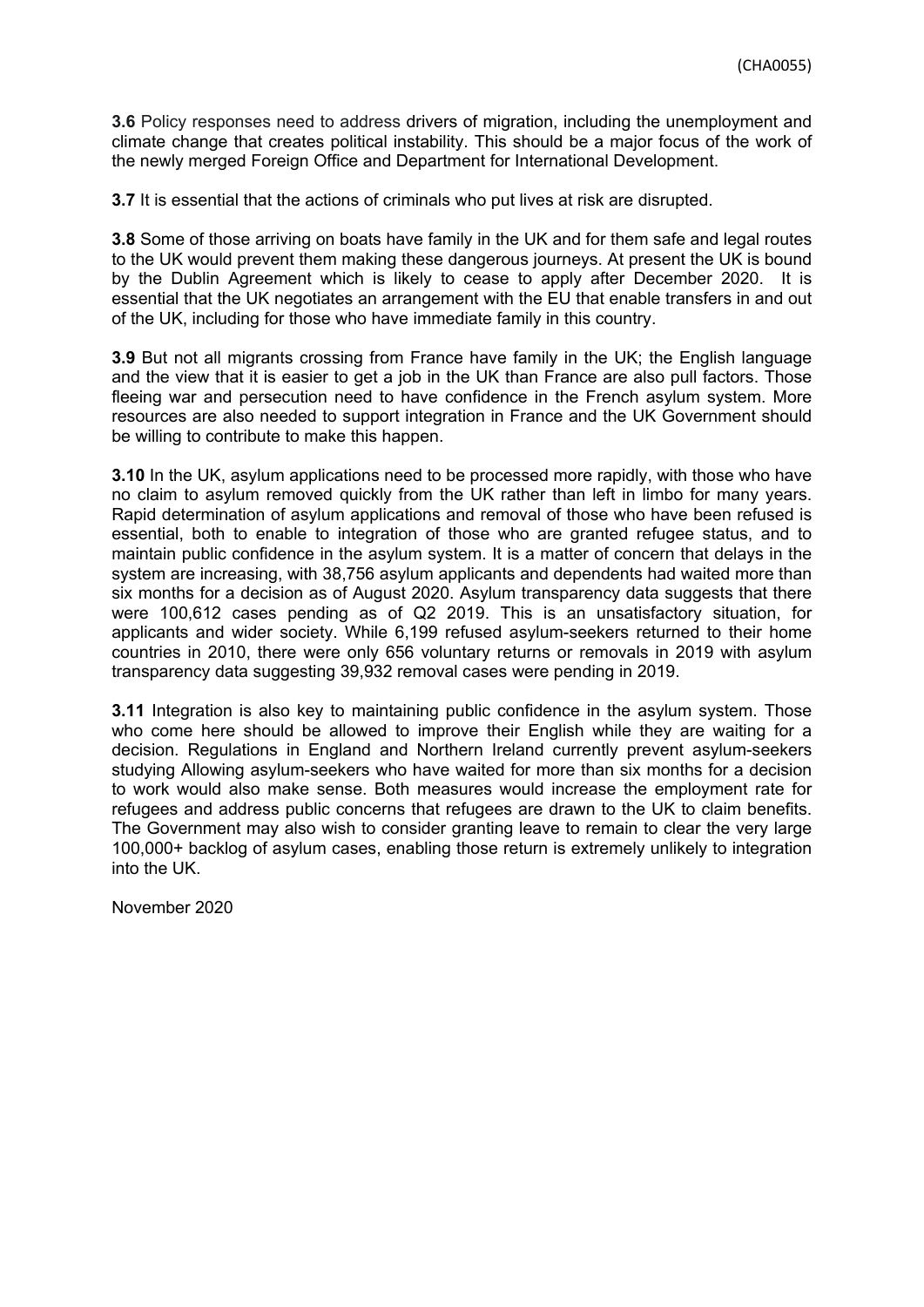**3.6** Policy responses need to address drivers of migration, including the unemployment and climate change that creates political instability. This should be a major focus of the work of the newly merged Foreign Office and Department for International Development.

**3.7** It is essential that the actions of criminals who put lives at risk are disrupted.

**3.8** Some of those arriving on boats have family in the UK and for them safe and legal routes to the UK would prevent them making these dangerous journeys. At present the UK is bound by the Dublin Agreement which is likely to cease to apply after December 2020. It is essential that the UK negotiates an arrangement with the EU that enable transfers in and out of the UK, including for those who have immediate family in this country.

**3.9** But not all migrants crossing from France have family in the UK; the English language and the view that it is easier to get a job in the UK than France are also pull factors. Those fleeing war and persecution need to have confidence in the French asylum system. More resources are also needed to support integration in France and the UK Government should be willing to contribute to make this happen.

**3.10** In the UK, asylum applications need to be processed more rapidly, with those who have no claim to asylum removed quickly from the UK rather than left in limbo for many years. Rapid determination of asylum applications and removal of those who have been refused is essential, both to enable to integration of those who are granted refugee status, and to maintain public confidence in the asylum system. It is a matter of concern that delays in the system are increasing, with 38,756 asylum applicants and dependents had waited more than six months for a decision as of August 2020. Asylum transparency data suggests that there were 100,612 cases pending as of Q2 2019. This is an unsatisfactory situation, for applicants and wider society. While 6,199 refused asylum-seekers returned to their home countries in 2010, there were only 656 voluntary returns or removals in 2019 with asylum transparency data suggesting 39,932 removal cases were pending in 2019.

**3.11** Integration is also key to maintaining public confidence in the asylum system. Those who come here should be allowed to improve their English while they are waiting for a decision. Regulations in England and Northern Ireland currently prevent asylum-seekers studying Allowing asylum-seekers who have waited for more than six months for a decision to work would also make sense. Both measures would increase the employment rate for refugees and address public concerns that refugees are drawn to the UK to claim benefits. The Government may also wish to consider granting leave to remain to clear the very large 100,000+ backlog of asylum cases, enabling those return is extremely unlikely to integration into the UK.

November 2020